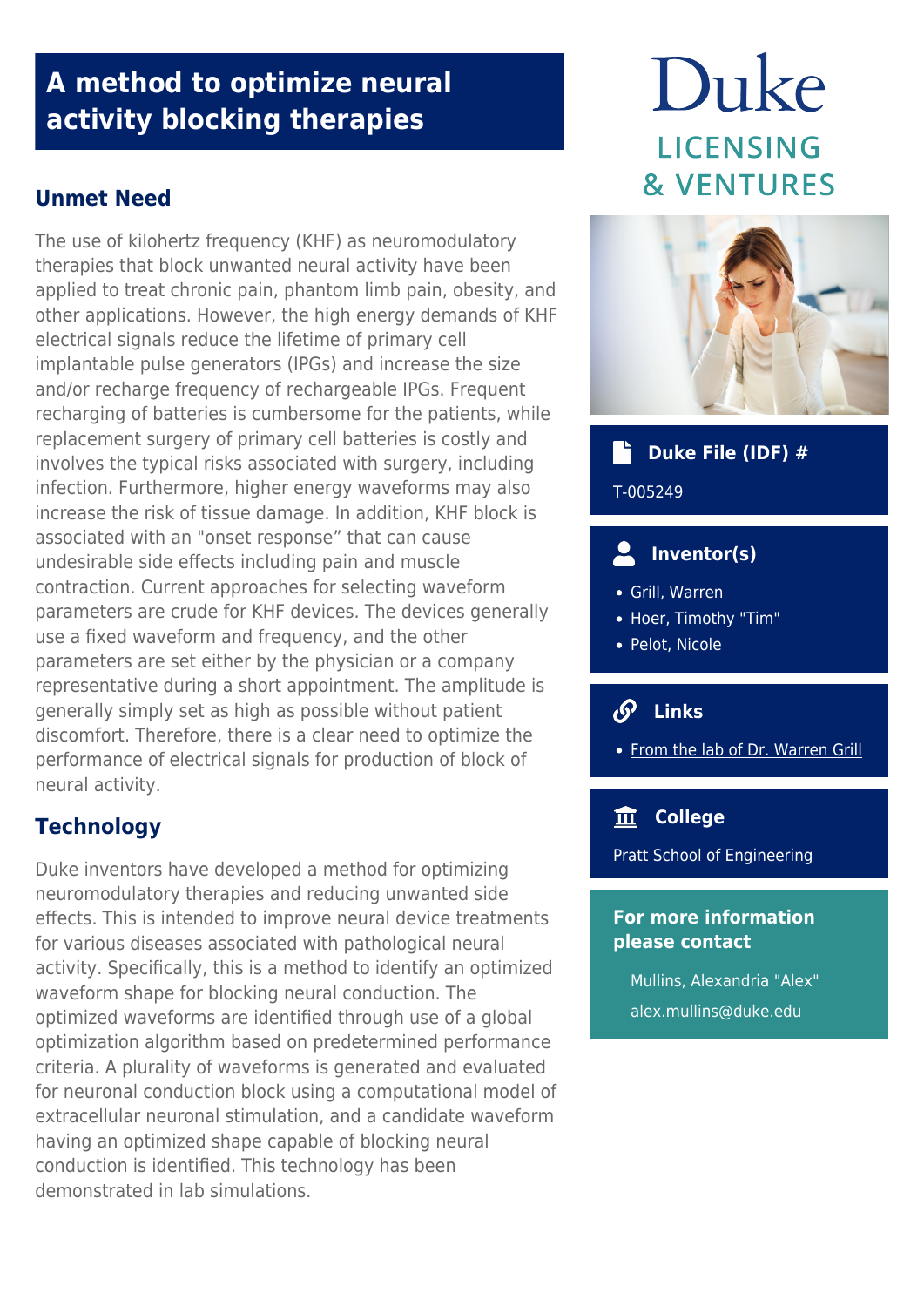# A method to optimize neural activity blocking therapies

## Unmet Need

The use of kilohertz frequency (KHF) as neuromodulatory therapies that block unwanted neural activity have been applied to treat chronic pain, phantom limb pain, obesity, and other applications. However, the high energy demands of KHF electrical signals reduce the lifetime of primary cell implantable pulse generators (IPGs) and increase the size and/or recharge frequency of rechargeable IPGs. Frequent recharging of batteries is cumbersome for the patients, while replacement surgery of primary cell batteries is costly and involves the typical risks associated with surgery, including infection. Furthermore, higher energy waveforms may also increase the risk of tissue damage. In addition, KHF block is associated with an "onset response" that can cause undesirable side effects including pain and muscle contraction. Current approaches for selecting waveform parameters are crude for KHF devices. The devices generally use a fixed waveform and frequency, and the other parameters are set either by the physician or a company representative during a short appointment. The amplitude is generally simply set as high as possible without patient discomfort. Therefore, there is a clear need to optimize the performance of electrical signals for production of block of neural activity.

## Technology

Duke inventors have developed a method for optimizing neuromodulatory therapies and reducing unwanted side effects. This is intended to improve neural device treatments for various diseases associated with pathological neural activity. Specifically, this is a method to identify an optimized waveform shape for blocking neural conduction. The optimized waveforms are identified through use of a global optimization algorithm based on predetermined performance criteria. A plurality of waveforms is generated and evaluated for neuronal conduction block using a computational model of extracellular neuronal stimulation, and a candidate waveform having an optimized shape capable of blocking neural conduction is identified. This technology has been demonstrated in lab simulations.

Duke
LICENSING & VENTURES

### Duke File (IDF) #

T-005249

### Inventor(s)

- Grill, Warren
- Hoer, Timothy "Tim"
- Pelot, Nicole

### Links

- From the lab of Dr. Warren Grill

### College

Pratt School of Engineering

### For more information please contact

Mullins, Alexandria "Alex"
alex.mullins@duke.edu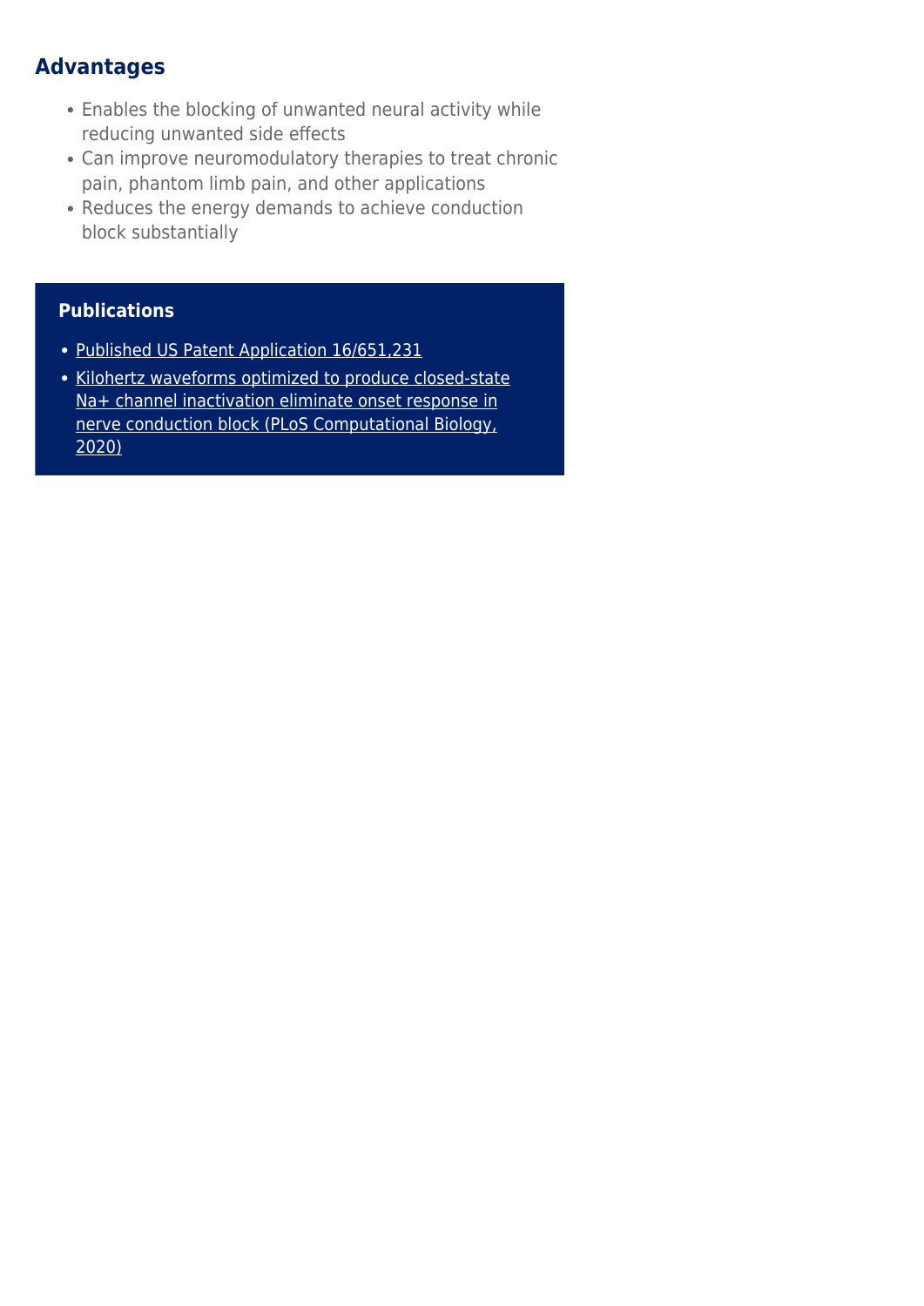## Advantages

- Enables the blocking of unwanted neural activity while reducing unwanted side effects
- Can improve neuromodulatory therapies to treat chronic pain, phantom limb pain, and other applications
- Reduces the energy demands to achieve conduction block substantially

### Publications

- Published US Patent Application 16/651,231
- Kilohertz waveforms optimized to produce closed-state Na+ channel inactivation eliminate onset response in nerve conduction block (PLoS Computational Biology, 2020)